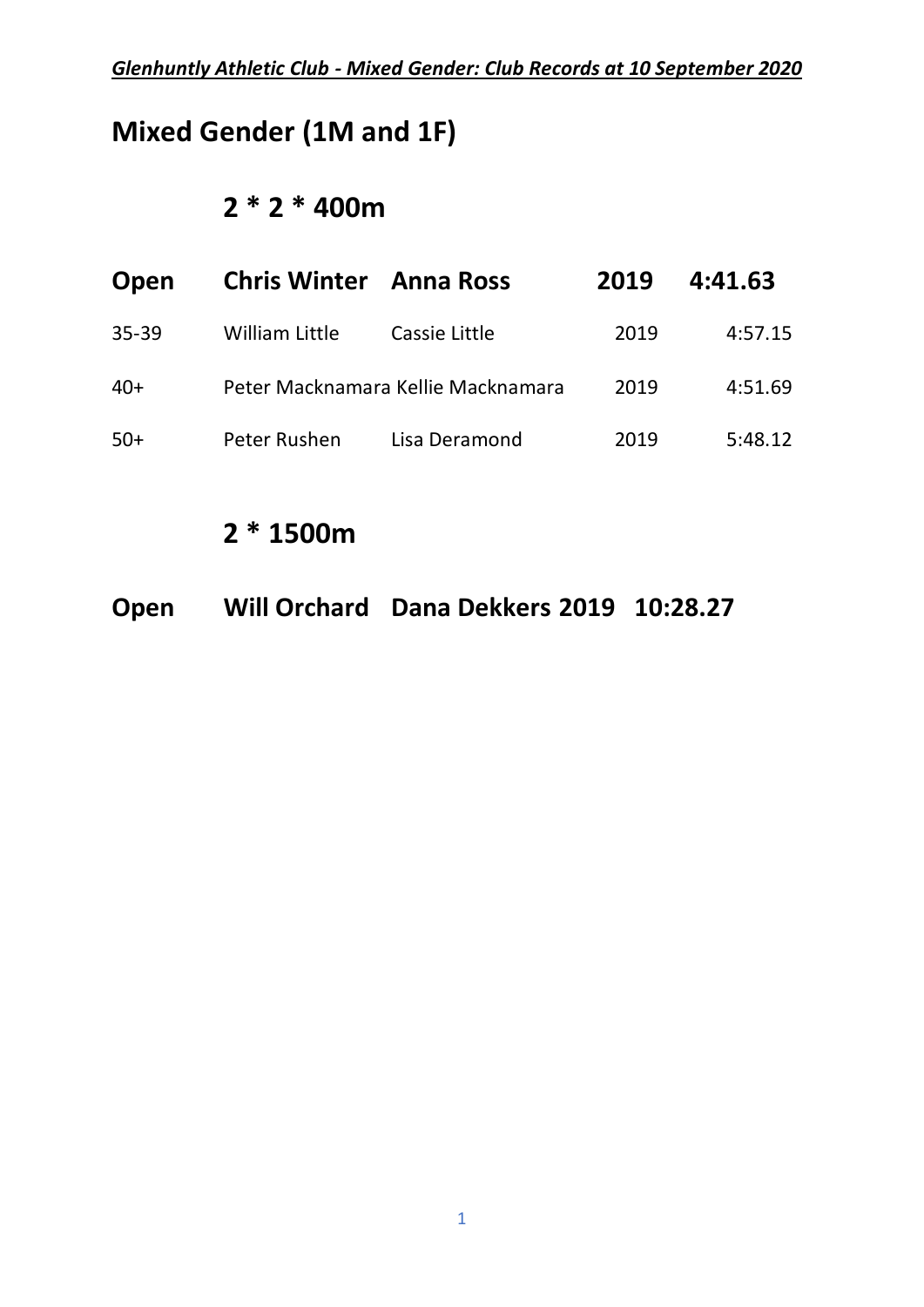*Glenhuntly Athletic Club - Mixed Gender: Club Records at 10 September 2020*

# Mixed Gender (1M and 1F)

## 2 * 2 * 400m

| | | | | |
|---|---|---|---|---|
| **Open** | **Chris Winter** | **Anna Ross** | **2019** | **4:41.63** |
| 35-39 | William Little | Cassie Little | 2019 | 4:57.15 |
| 40+ | Peter Macknamara | Kellie Macknamara | 2019 | 4:51.69 |
| 50+ | Peter Rushen | Lisa Deramond | 2019 | 5:48.12 |

## 2 * 1500m

| | | | | |
|---|---|---|---|---|
| **Open** | **Will Orchard** | **Dana Dekkers** | **2019** | **10:28.27** |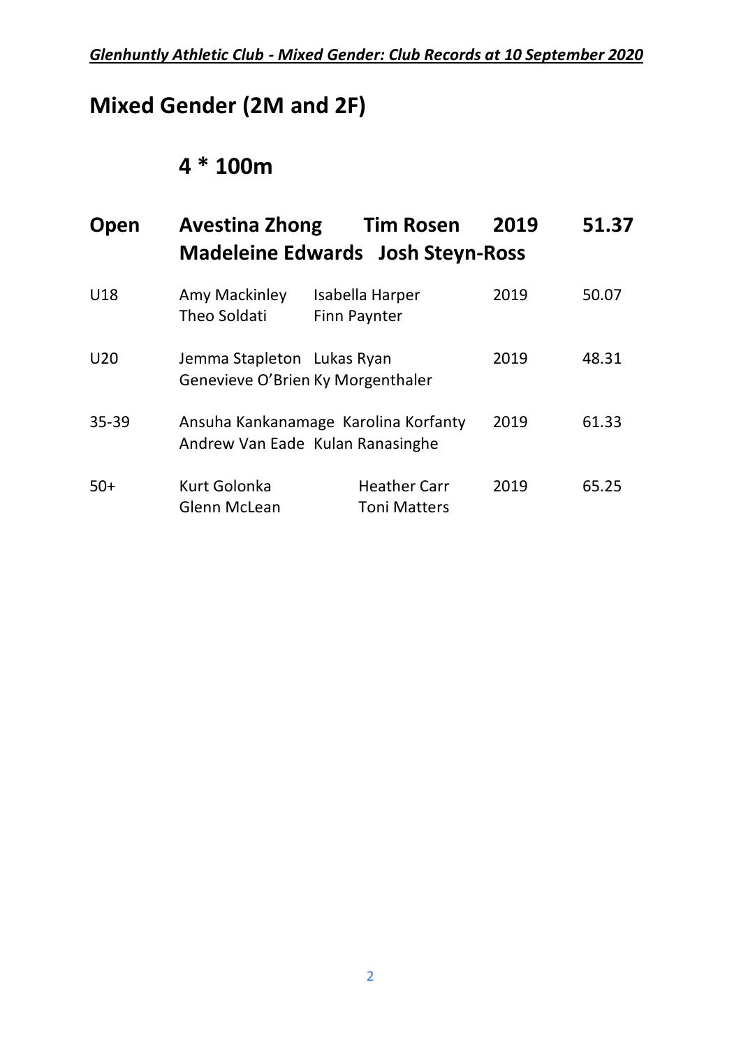# Mixed Gender (2M and 2F)

## 4 * 100m

| | | | | |
|---|---|---|---|---|
| **Open** | **Avestina Zhong<br>Madeleine Edwards** | **Tim Rosen<br>Josh Steyn-Ross** | **2019** | **51.37** |
| U18 | Amy Mackinley<br>Theo Soldati | Isabella Harper<br>Finn Paynter | 2019 | 50.07 |
| U20 | Jemma Stapleton<br>Genevieve O'Brien | Lukas Ryan<br>Ky Morgenthaler | 2019 | 48.31 |
| 35-39 | Ansuha Kankanamage<br>Andrew Van Eade | Karolina Korfanty<br>Kulan Ranasinghe | 2019 | 61.33 |
| 50+ | Kurt Golonka<br>Glenn McLean | Heather Carr<br>Toni Matters | 2019 | 65.25 |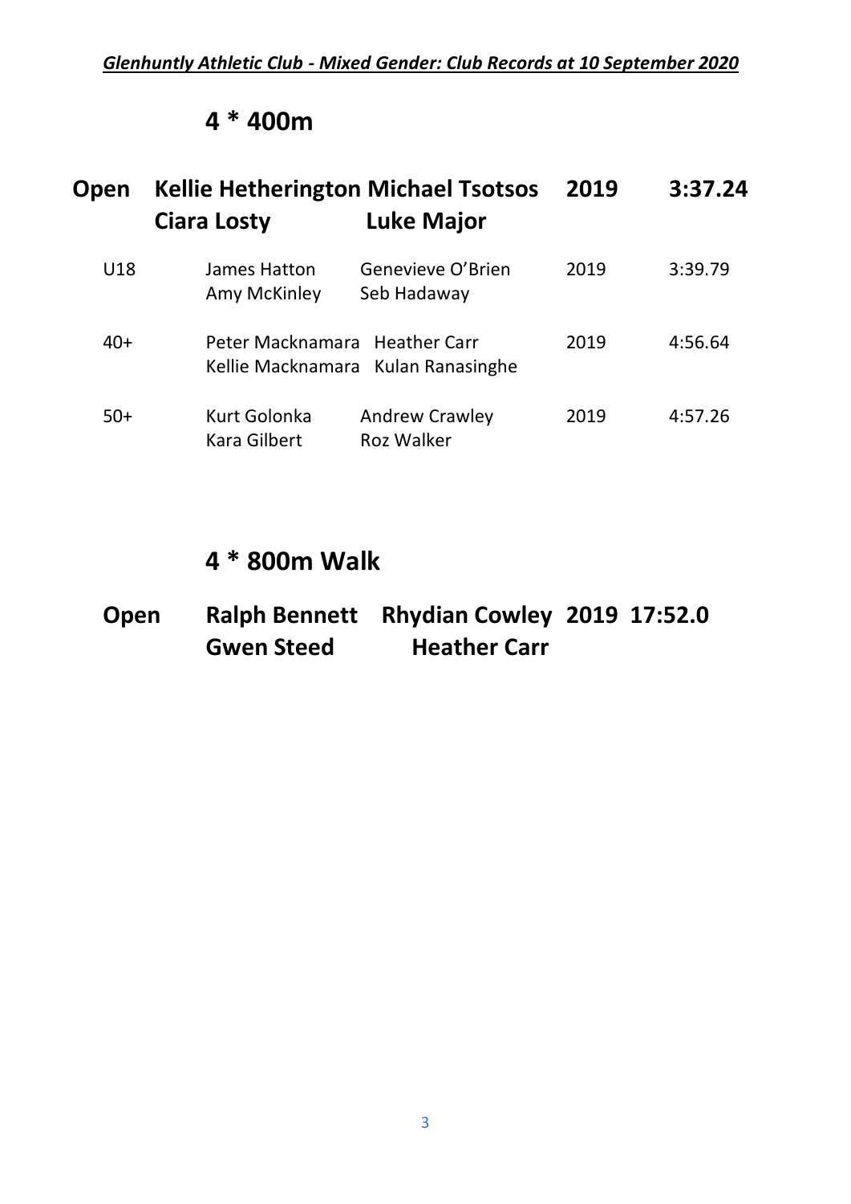*Glenhuntly Athletic Club - Mixed Gender: Club Records at 10 September 2020*

## 4 * 400m

| | | | | |
|---|---|---|---|---|
| **Open** | **Kellie Hetherington**<br>**Ciara Losty** | **Michael Tsotsos**<br>**Luke Major** | **2019** | **3:37.24** |
| U18 | James Hatton<br>Amy McKinley | Genevieve O'Brien<br>Seb Hadaway | 2019 | 3:39.79 |
| 40+ | Peter Macknamara<br>Kellie Macknamara | Heather Carr<br>Kulan Ranasinghe | 2019 | 4:56.64 |
| 50+ | Kurt Golonka<br>Kara Gilbert | Andrew Crawley<br>Roz Walker | 2019 | 4:57.26 |

## 4 * 800m Walk

| | | | | |
|---|---|---|---|---|
| **Open** | **Ralph Bennett**<br>**Gwen Steed** | **Rhydian Cowley**<br>**Heather Carr** | **2019** | **17:52.0** |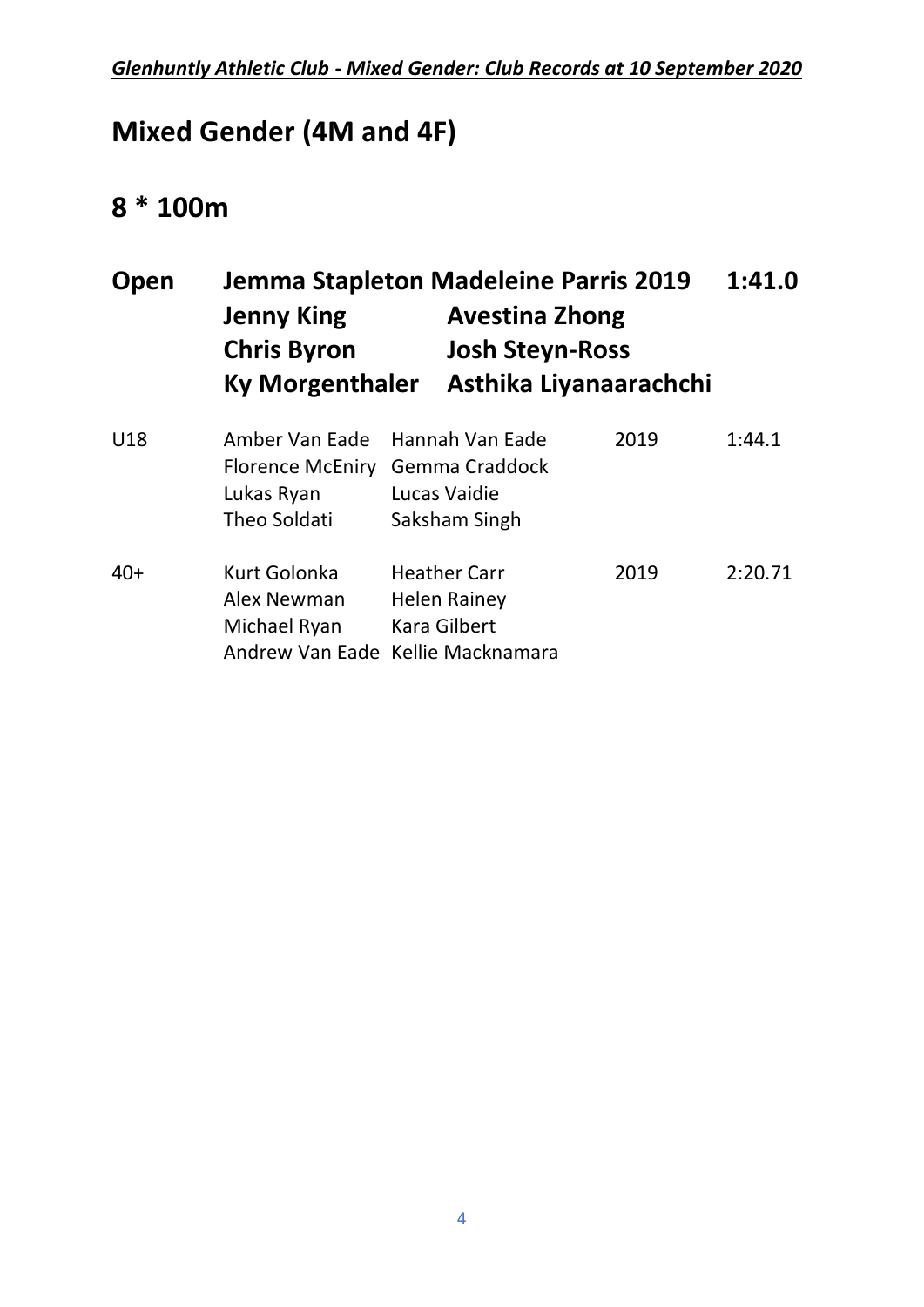# Mixed Gender (4M and 4F)

## 8 * 100m

| | | | | |
|---|---|---|---|---|
| **Open** | **Jemma Stapleton** | **Madeleine Parris** | **2019** | **1:41.0** |
| | **Jenny King** | **Avestina Zhong** | | |
| | **Chris Byron** | **Josh Steyn-Ross** | | |
| | **Ky Morgenthaler** | **Asthika Liyanaarachchi** | | |
| U18 | Amber Van Eade | Hannah Van Eade | 2019 | 1:44.1 |
| | Florence McEniry | Gemma Craddock | | |
| | Lukas Ryan | Lucas Vaidie | | |
| | Theo Soldati | Saksham Singh | | |
| 40+ | Kurt Golonka | Heather Carr | 2019 | 2:20.71 |
| | Alex Newman | Helen Rainey | | |
| | Michael Ryan | Kara Gilbert | | |
| | Andrew Van Eade | Kellie Macknamara | | |